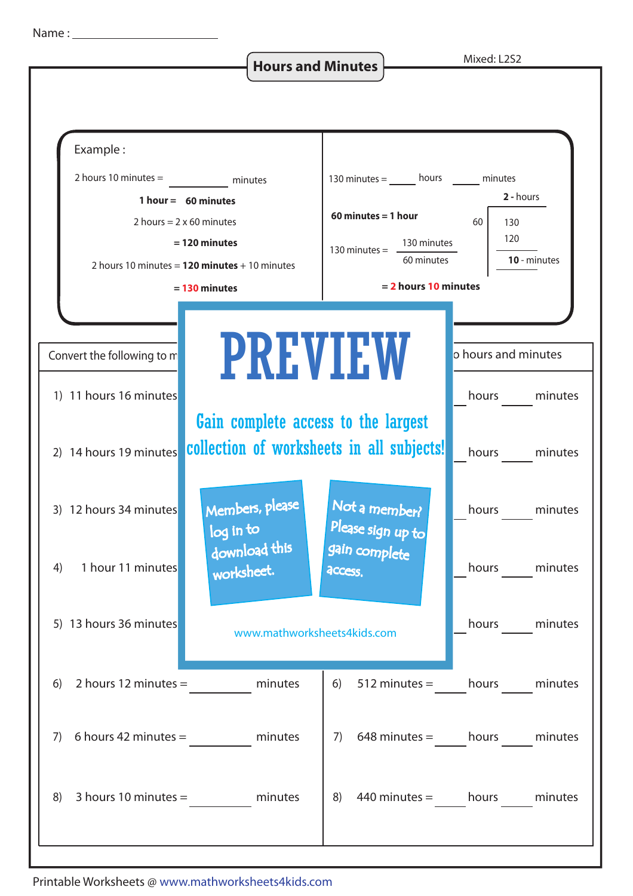Name : ________________________

# Hours and Minutes

Mixed: L2S2

Example :

2 hours 10 minutes = __________ minutes

**1 hour = 60 minutes**

2 hours = 2 x 60 minutes

**= 120 minutes**

2 hours 10 minutes = **120 minutes** + 10 minutes

= **130 minutes**

130 minutes = _____ hours _____ minutes

**60 minutes = 1 hour**

130 minutes = $\frac{130 \text{ minutes}}{60 \text{ minutes}}$

**2** - hours

60 ) 130
120
**10** - minutes

= **2 hours 10 minutes**

Convert the following to m

1) 11 hours 16 minutes

2) 14 hours 19 minutes

3) 12 hours 34 minutes

4) 1 hour 11 minutes

5) 13 hours 36 minutes

6) 2 hours 12 minutes = __________ minutes

7) 6 hours 42 minutes = __________ minutes

8) 3 hours 10 minutes = __________ minutes

o hours and minutes

1) _____ hours _____ minutes

2) _____ hours _____ minutes

3) _____ hours _____ minutes

4) _____ hours _____ minutes

5) _____ hours _____ minutes

6) 512 minutes = _____ hours _____ minutes

7) 648 minutes = _____ hours _____ minutes

8) 440 minutes = _____ hours _____ minutes

PREVIEW

Gain complete access to the largest collection of worksheets in all subjects!

Members, please log in to download this worksheet.

Not a member? Please sign up to gain complete access.

www.mathworksheets4kids.com

Printable Worksheets @ www.mathworksheets4kids.com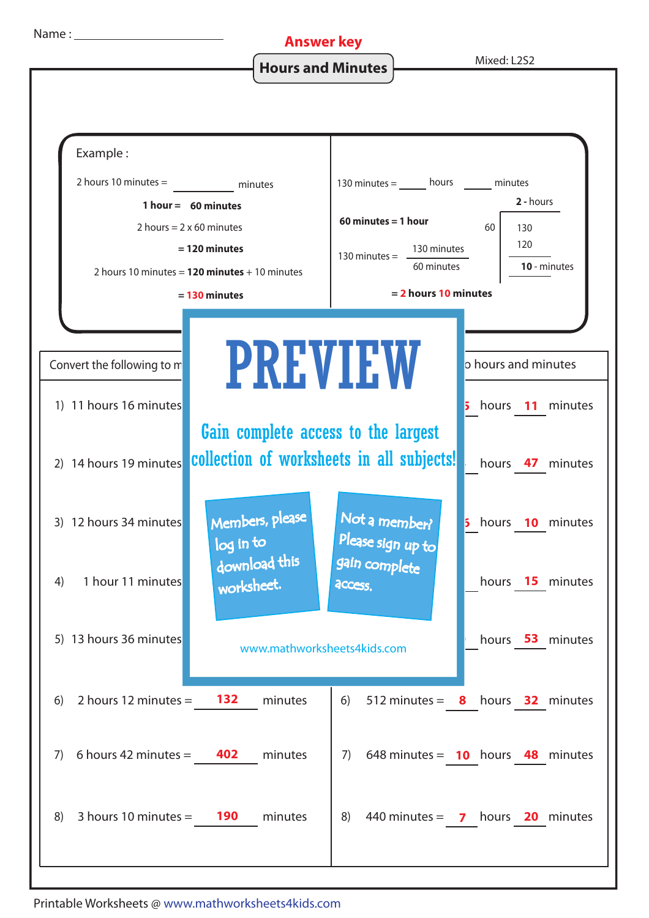Name : ____________________

**Answer key**

# Hours and Minutes

Mixed: L2S2

Example :

2 hours 10 minutes = ________ minutes

**1 hour = 60 minutes**

2 hours = 2 x 60 minutes

= **120 minutes**

2 hours 10 minutes = **120 minutes** + 10 minutes

= **130 minutes**

130 minutes = ____ hours ____ minutes

**60 minutes = 1 hour**

130 minutes = $\frac{130 \text{ minutes}}{60 \text{ minutes}}$

```
        2 - hours
60 | 130
     120
     ---
      10 - minutes
```

= **2 hours 10 minutes**

PREVIEW

Gain complete access to the largest collection of worksheets in all subjects!

Members, please log in to download this worksheet.

Not a member? Please sign up to gain complete access.

www.mathworksheets4kids.com

Convert the following to m...

1) 11 hours 16 minutes

2) 14 hours 19 minutes

3) 12 hours 34 minutes

4) 1 hour 11 minutes

5) 13 hours 36 minutes

6) 2 hours 12 minutes = **132** minutes

7) 6 hours 42 minutes = **402** minutes

8) 3 hours 10 minutes = **190** minutes

...o hours and minutes

1) ... hours **11** minutes

2) ... hours **47** minutes

3) ... hours **10** minutes

4) ... hours **15** minutes

5) ... hours **53** minutes

6) 512 minutes = **8** hours **32** minutes

7) 648 minutes = **10** hours **48** minutes

8) 440 minutes = **7** hours **20** minutes